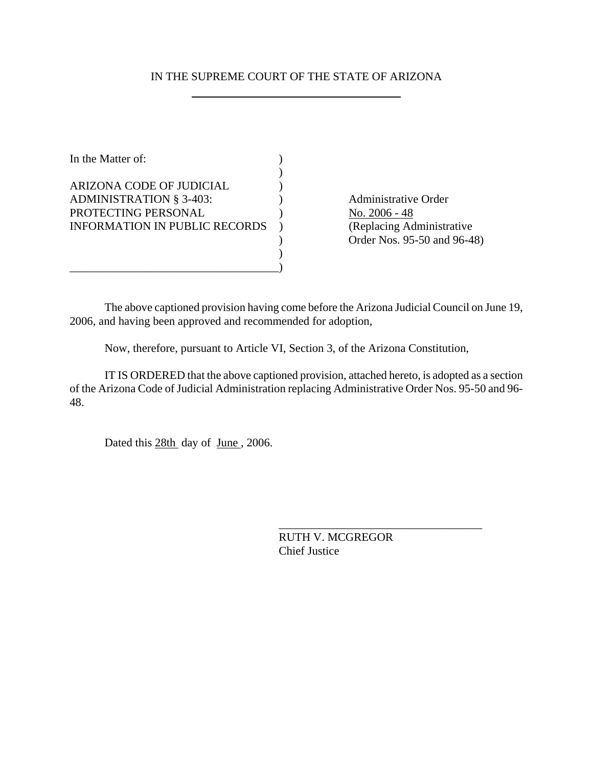# IN THE SUPREME COURT OF THE STATE OF ARIZONA

| | |
|---|---|
| In the Matter of:<br><br>ARIZONA CODE OF JUDICIAL ADMINISTRATION § 3-403: PROTECTING PERSONAL INFORMATION IN PUBLIC RECORDS | Administrative Order No. 2006 - 48 (Replacing Administrative Order Nos. 95-50 and 96-48) |

The above captioned provision having come before the Arizona Judicial Council on June 19, 2006, and having been approved and recommended for adoption,

Now, therefore, pursuant to Article VI, Section 3, of the Arizona Constitution,

IT IS ORDERED that the above captioned provision, attached hereto, is adopted as a section of the Arizona Code of Judicial Administration replacing Administrative Order Nos. 95-50 and 96-48.

Dated this 28th day of June, 2006.

RUTH V. MCGREGOR
Chief Justice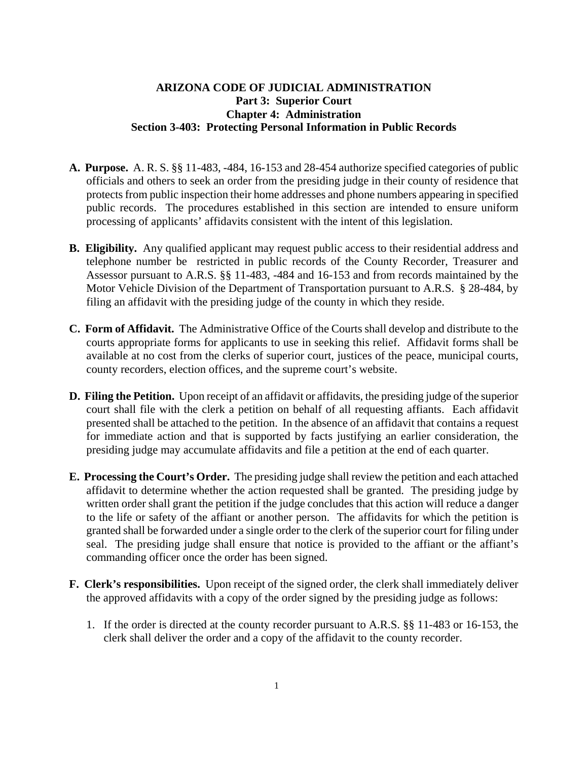**ARIZONA CODE OF JUDICIAL ADMINISTRATION**
**Part 3: Superior Court**
**Chapter 4: Administration**
**Section 3-403: Protecting Personal Information in Public Records**

**A. Purpose.** A. R. S. §§ 11-483, -484, 16-153 and 28-454 authorize specified categories of public officials and others to seek an order from the presiding judge in their county of residence that protects from public inspection their home addresses and phone numbers appearing in specified public records. The procedures established in this section are intended to ensure uniform processing of applicants' affidavits consistent with the intent of this legislation.

**B. Eligibility.** Any qualified applicant may request public access to their residential address and telephone number be restricted in public records of the County Recorder, Treasurer and Assessor pursuant to A.R.S. §§ 11-483, -484 and 16-153 and from records maintained by the Motor Vehicle Division of the Department of Transportation pursuant to A.R.S. § 28-484, by filing an affidavit with the presiding judge of the county in which they reside.

**C. Form of Affidavit.** The Administrative Office of the Courts shall develop and distribute to the courts appropriate forms for applicants to use in seeking this relief. Affidavit forms shall be available at no cost from the clerks of superior court, justices of the peace, municipal courts, county recorders, election offices, and the supreme court's website.

**D. Filing the Petition.** Upon receipt of an affidavit or affidavits, the presiding judge of the superior court shall file with the clerk a petition on behalf of all requesting affiants. Each affidavit presented shall be attached to the petition. In the absence of an affidavit that contains a request for immediate action and that is supported by facts justifying an earlier consideration, the presiding judge may accumulate affidavits and file a petition at the end of each quarter.

**E. Processing the Court's Order.** The presiding judge shall review the petition and each attached affidavit to determine whether the action requested shall be granted. The presiding judge by written order shall grant the petition if the judge concludes that this action will reduce a danger to the life or safety of the affiant or another person. The affidavits for which the petition is granted shall be forwarded under a single order to the clerk of the superior court for filing under seal. The presiding judge shall ensure that notice is provided to the affiant or the affiant's commanding officer once the order has been signed.

**F. Clerk's responsibilities.** Upon receipt of the signed order, the clerk shall immediately deliver the approved affidavits with a copy of the order signed by the presiding judge as follows:

1. If the order is directed at the county recorder pursuant to A.R.S. §§ 11-483 or 16-153, the clerk shall deliver the order and a copy of the affidavit to the county recorder.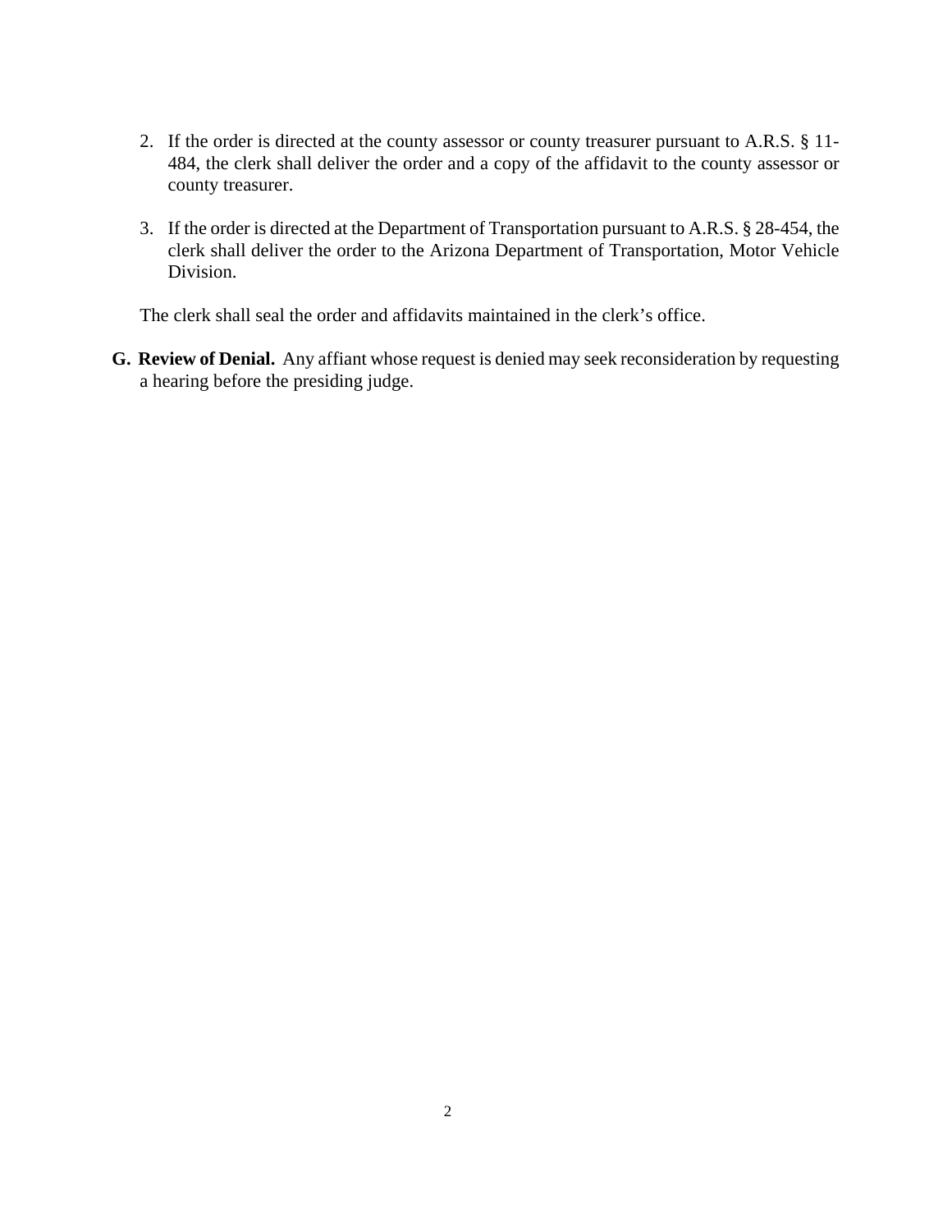2. If the order is directed at the county assessor or county treasurer pursuant to A.R.S. § 11-484, the clerk shall deliver the order and a copy of the affidavit to the county assessor or county treasurer.

3. If the order is directed at the Department of Transportation pursuant to A.R.S. § 28-454, the clerk shall deliver the order to the Arizona Department of Transportation, Motor Vehicle Division.

The clerk shall seal the order and affidavits maintained in the clerk's office.

**G. Review of Denial.** Any affiant whose request is denied may seek reconsideration by requesting a hearing before the presiding judge.